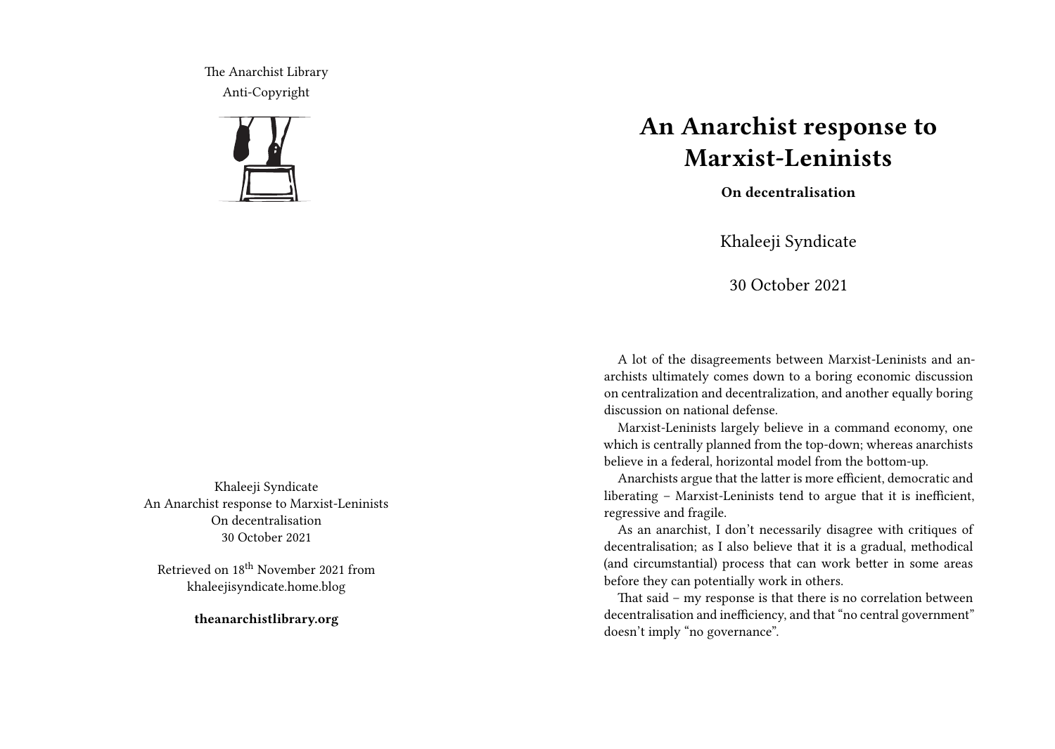The Anarchist Library
Anti-Copyright

Khaleeji Syndicate
An Anarchist response to Marxist-Leninists
On decentralisation
30 October 2021

Retrieved on 18th November 2021 from khaleejisyndicate.home.blog

**theanarchistlibrary.org**

# An Anarchist response to Marxist-Leninists

**On decentralisation**

Khaleeji Syndicate

30 October 2021

A lot of the disagreements between Marxist-Leninists and anarchists ultimately comes down to a boring economic discussion on centralization and decentralization, and another equally boring discussion on national defense.

Marxist-Leninists largely believe in a command economy, one which is centrally planned from the top-down; whereas anarchists believe in a federal, horizontal model from the bottom-up.

Anarchists argue that the latter is more efficient, democratic and liberating – Marxist-Leninists tend to argue that it is inefficient, regressive and fragile.

As an anarchist, I don't necessarily disagree with critiques of decentralisation; as I also believe that it is a gradual, methodical (and circumstantial) process that can work better in some areas before they can potentially work in others.

That said – my response is that there is no correlation between decentralisation and inefficiency, and that "no central government" doesn't imply "no governance".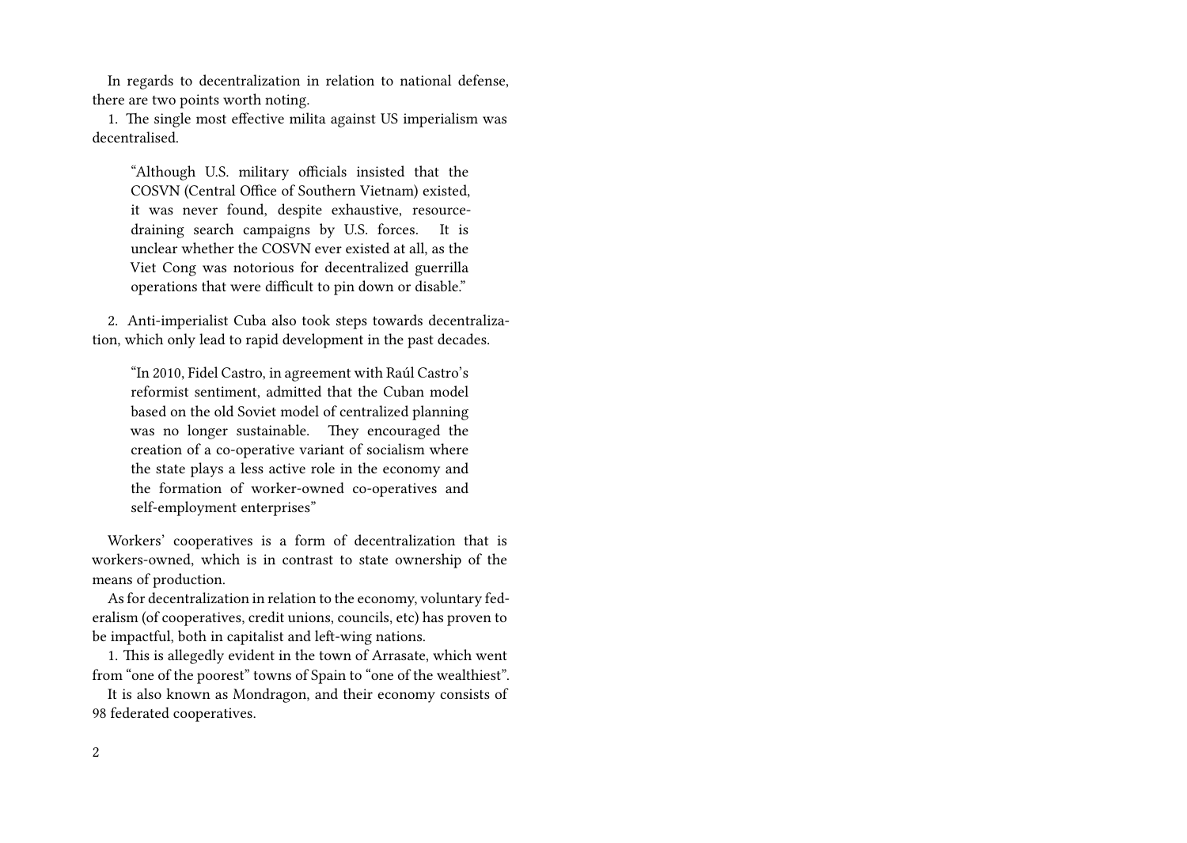In regards to decentralization in relation to national defense, there are two points worth noting.

1. The single most effective milita against US imperialism was decentralised.

> "Although U.S. military officials insisted that the COSVN (Central Office of Southern Vietnam) existed, it was never found, despite exhaustive, resource-draining search campaigns by U.S. forces. It is unclear whether the COSVN ever existed at all, as the Viet Cong was notorious for decentralized guerrilla operations that were difficult to pin down or disable."

2. Anti-imperialist Cuba also took steps towards decentralization, which only lead to rapid development in the past decades.

> "In 2010, Fidel Castro, in agreement with Raúl Castro's reformist sentiment, admitted that the Cuban model based on the old Soviet model of centralized planning was no longer sustainable. They encouraged the creation of a co-operative variant of socialism where the state plays a less active role in the economy and the formation of worker-owned co-operatives and self-employment enterprises"

Workers' cooperatives is a form of decentralization that is workers-owned, which is in contrast to state ownership of the means of production.

As for decentralization in relation to the economy, voluntary federalism (of cooperatives, credit unions, councils, etc) has proven to be impactful, both in capitalist and left-wing nations.

1. This is allegedly evident in the town of Arrasate, which went from "one of the poorest" towns of Spain to "one of the wealthiest".

It is also known as Mondragon, and their economy consists of 98 federated cooperatives.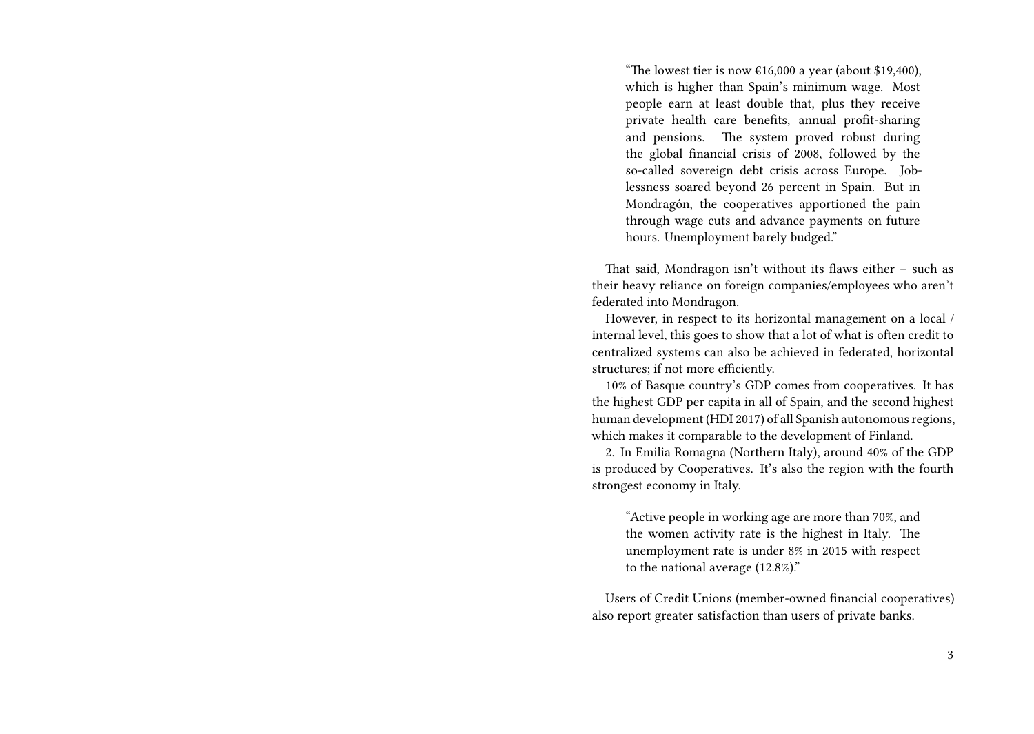> "The lowest tier is now €16,000 a year (about $19,400), which is higher than Spain's minimum wage. Most people earn at least double that, plus they receive private health care benefits, annual profit-sharing and pensions. The system proved robust during the global financial crisis of 2008, followed by the so-called sovereign debt crisis across Europe. Joblessness soared beyond 26 percent in Spain. But in Mondragón, the cooperatives apportioned the pain through wage cuts and advance payments on future hours. Unemployment barely budged."

That said, Mondragon isn't without its flaws either – such as their heavy reliance on foreign companies/employees who aren't federated into Mondragon.

However, in respect to its horizontal management on a local / internal level, this goes to show that a lot of what is often credit to centralized systems can also be achieved in federated, horizontal structures; if not more efficiently.

10% of Basque country's GDP comes from cooperatives. It has the highest GDP per capita in all of Spain, and the second highest human development (HDI 2017) of all Spanish autonomous regions, which makes it comparable to the development of Finland.

2. In Emilia Romagna (Northern Italy), around 40% of the GDP is produced by Cooperatives. It's also the region with the fourth strongest economy in Italy.

> "Active people in working age are more than 70%, and the women activity rate is the highest in Italy. The unemployment rate is under 8% in 2015 with respect to the national average (12.8%)."

Users of Credit Unions (member-owned financial cooperatives) also report greater satisfaction than users of private banks.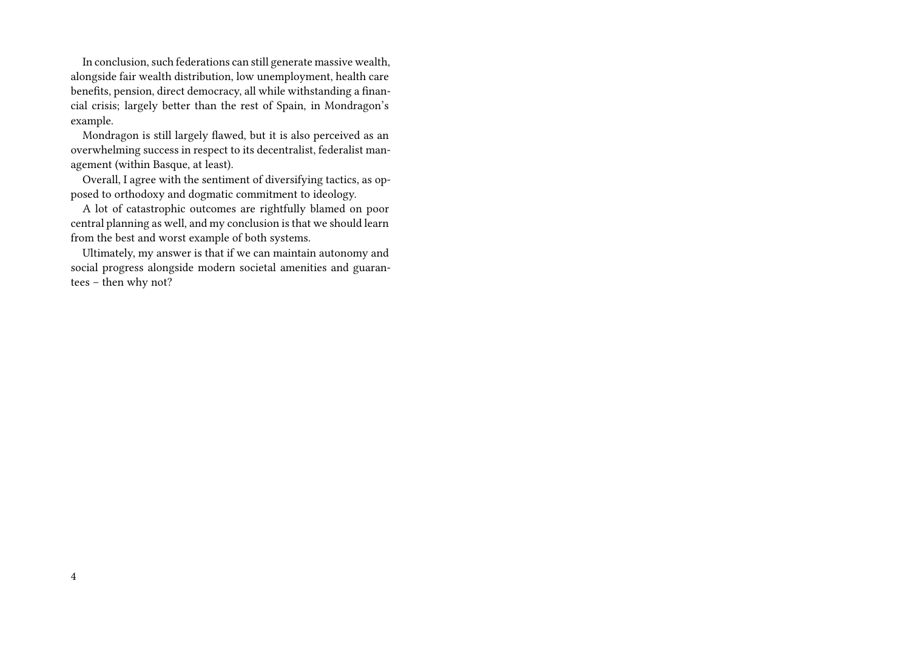In conclusion, such federations can still generate massive wealth, alongside fair wealth distribution, low unemployment, health care benefits, pension, direct democracy, all while withstanding a financial crisis; largely better than the rest of Spain, in Mondragon's example.

Mondragon is still largely flawed, but it is also perceived as an overwhelming success in respect to its decentralist, federalist management (within Basque, at least).

Overall, I agree with the sentiment of diversifying tactics, as opposed to orthodoxy and dogmatic commitment to ideology.

A lot of catastrophic outcomes are rightfully blamed on poor central planning as well, and my conclusion is that we should learn from the best and worst example of both systems.

Ultimately, my answer is that if we can maintain autonomy and social progress alongside modern societal amenities and guarantees – then why not?